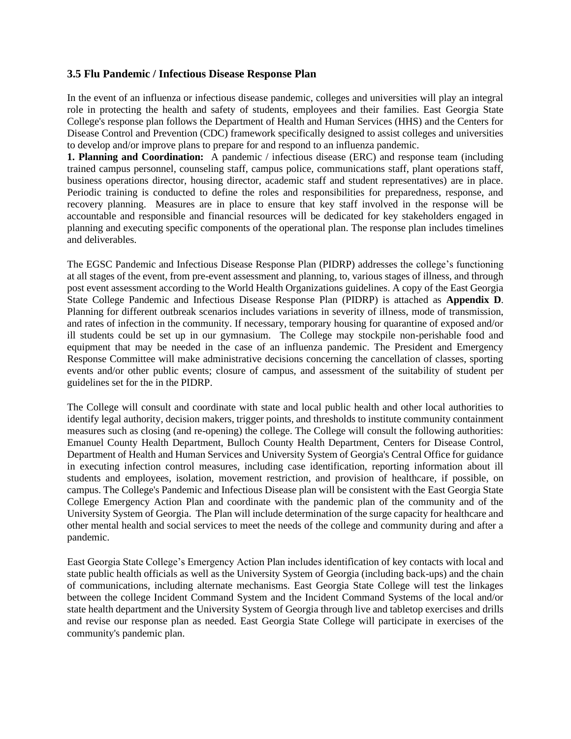### 3.5 Flu Pandemic / Infectious Disease Response Plan

In the event of an influenza or infectious disease pandemic, colleges and universities will play an integral role in protecting the health and safety of students, employees and their families. East Georgia State College's response plan follows the Department of Health and Human Services (HHS) and the Centers for Disease Control and Prevention (CDC) framework specifically designed to assist colleges and universities to develop and/or improve plans to prepare for and respond to an influenza pandemic.

**1. Planning and Coordination:** A pandemic / infectious disease (ERC) and response team (including trained campus personnel, counseling staff, campus police, communications staff, plant operations staff, business operations director, housing director, academic staff and student representatives) are in place. Periodic training is conducted to define the roles and responsibilities for preparedness, response, and recovery planning. Measures are in place to ensure that key staff involved in the response will be accountable and responsible and financial resources will be dedicated for key stakeholders engaged in planning and executing specific components of the operational plan. The response plan includes timelines and deliverables.

The EGSC Pandemic and Infectious Disease Response Plan (PIDRP) addresses the college's functioning at all stages of the event, from pre-event assessment and planning, to, various stages of illness, and through post event assessment according to the World Health Organizations guidelines. A copy of the East Georgia State College Pandemic and Infectious Disease Response Plan (PIDRP) is attached as **Appendix D**. Planning for different outbreak scenarios includes variations in severity of illness, mode of transmission, and rates of infection in the community. If necessary, temporary housing for quarantine of exposed and/or ill students could be set up in our gymnasium. The College may stockpile non-perishable food and equipment that may be needed in the case of an influenza pandemic. The President and Emergency Response Committee will make administrative decisions concerning the cancellation of classes, sporting events and/or other public events; closure of campus, and assessment of the suitability of student per guidelines set for the in the PIDRP.

The College will consult and coordinate with state and local public health and other local authorities to identify legal authority, decision makers, trigger points, and thresholds to institute community containment measures such as closing (and re-opening) the college. The College will consult the following authorities: Emanuel County Health Department, Bulloch County Health Department, Centers for Disease Control, Department of Health and Human Services and University System of Georgia's Central Office for guidance in executing infection control measures, including case identification, reporting information about ill students and employees, isolation, movement restriction, and provision of healthcare, if possible, on campus. The College's Pandemic and Infectious Disease plan will be consistent with the East Georgia State College Emergency Action Plan and coordinate with the pandemic plan of the community and of the University System of Georgia. The Plan will include determination of the surge capacity for healthcare and other mental health and social services to meet the needs of the college and community during and after a pandemic.

East Georgia State College's Emergency Action Plan includes identification of key contacts with local and state public health officials as well as the University System of Georgia (including back-ups) and the chain of communications, including alternate mechanisms. East Georgia State College will test the linkages between the college Incident Command System and the Incident Command Systems of the local and/or state health department and the University System of Georgia through live and tabletop exercises and drills and revise our response plan as needed. East Georgia State College will participate in exercises of the community's pandemic plan.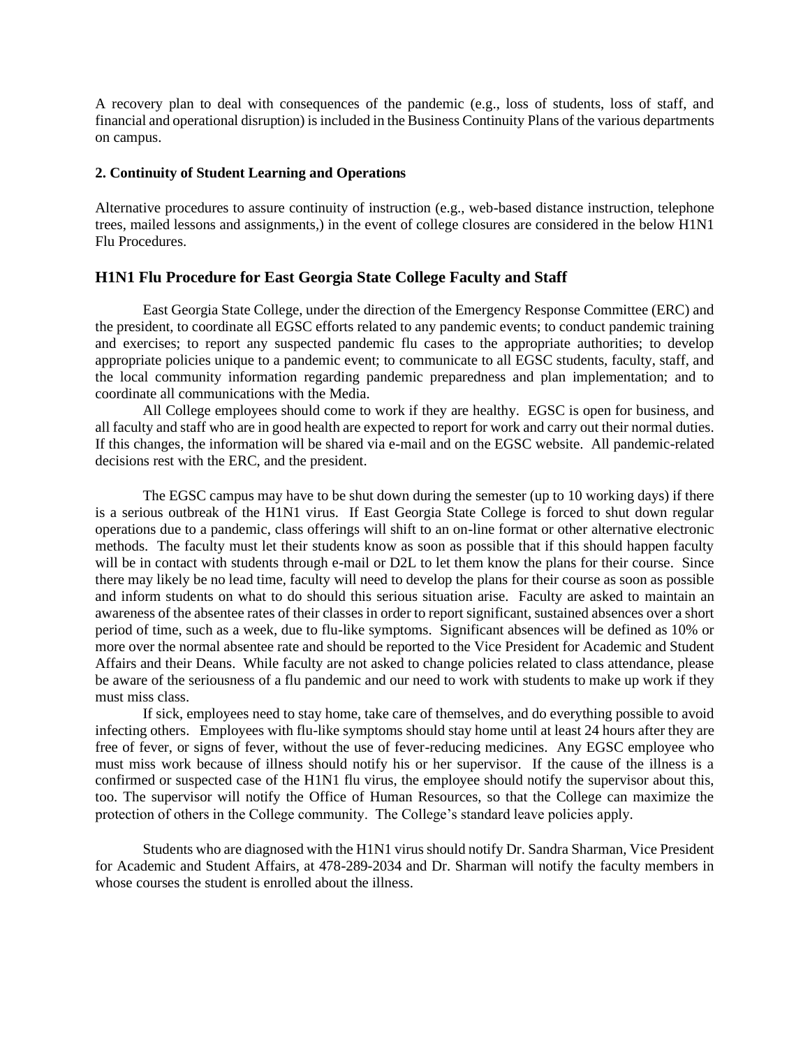A recovery plan to deal with consequences of the pandemic (e.g., loss of students, loss of staff, and financial and operational disruption) is included in the Business Continuity Plans of the various departments on campus.

**2. Continuity of Student Learning and Operations**

Alternative procedures to assure continuity of instruction (e.g., web-based distance instruction, telephone trees, mailed lessons and assignments,) in the event of college closures are considered in the below H1N1 Flu Procedures.

## H1N1 Flu Procedure for East Georgia State College Faculty and Staff

East Georgia State College, under the direction of the Emergency Response Committee (ERC) and the president, to coordinate all EGSC efforts related to any pandemic events; to conduct pandemic training and exercises; to report any suspected pandemic flu cases to the appropriate authorities; to develop appropriate policies unique to a pandemic event; to communicate to all EGSC students, faculty, staff, and the local community information regarding pandemic preparedness and plan implementation; and to coordinate all communications with the Media.

All College employees should come to work if they are healthy. EGSC is open for business, and all faculty and staff who are in good health are expected to report for work and carry out their normal duties. If this changes, the information will be shared via e-mail and on the EGSC website. All pandemic-related decisions rest with the ERC, and the president.

The EGSC campus may have to be shut down during the semester (up to 10 working days) if there is a serious outbreak of the H1N1 virus. If East Georgia State College is forced to shut down regular operations due to a pandemic, class offerings will shift to an on-line format or other alternative electronic methods. The faculty must let their students know as soon as possible that if this should happen faculty will be in contact with students through e-mail or D2L to let them know the plans for their course. Since there may likely be no lead time, faculty will need to develop the plans for their course as soon as possible and inform students on what to do should this serious situation arise. Faculty are asked to maintain an awareness of the absentee rates of their classes in order to report significant, sustained absences over a short period of time, such as a week, due to flu-like symptoms. Significant absences will be defined as 10% or more over the normal absentee rate and should be reported to the Vice President for Academic and Student Affairs and their Deans. While faculty are not asked to change policies related to class attendance, please be aware of the seriousness of a flu pandemic and our need to work with students to make up work if they must miss class.

If sick, employees need to stay home, take care of themselves, and do everything possible to avoid infecting others. Employees with flu-like symptoms should stay home until at least 24 hours after they are free of fever, or signs of fever, without the use of fever-reducing medicines. Any EGSC employee who must miss work because of illness should notify his or her supervisor. If the cause of the illness is a confirmed or suspected case of the H1N1 flu virus, the employee should notify the supervisor about this, too. The supervisor will notify the Office of Human Resources, so that the College can maximize the protection of others in the College community. The College's standard leave policies apply.

Students who are diagnosed with the H1N1 virus should notify Dr. Sandra Sharman, Vice President for Academic and Student Affairs, at 478-289-2034 and Dr. Sharman will notify the faculty members in whose courses the student is enrolled about the illness.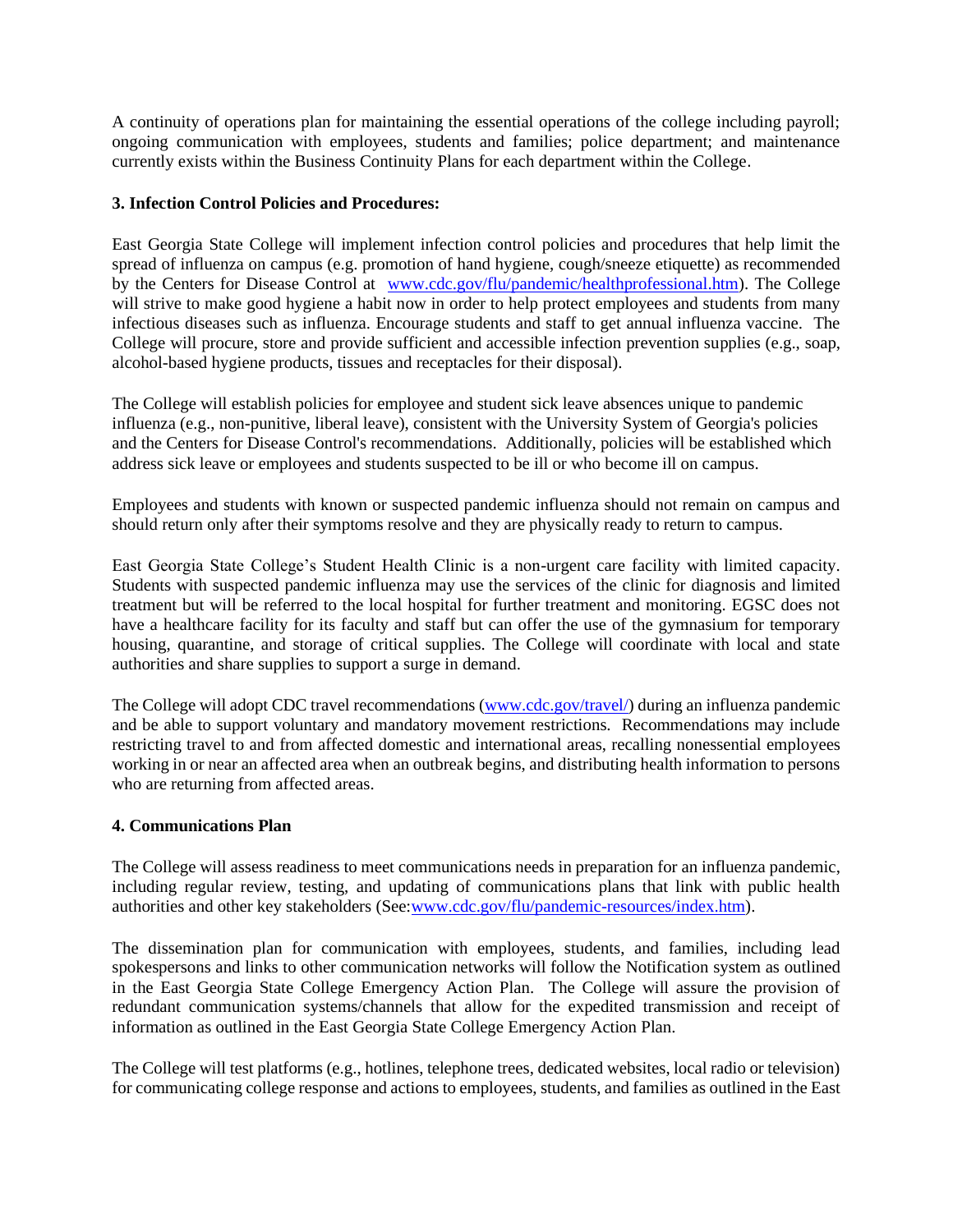A continuity of operations plan for maintaining the essential operations of the college including payroll; ongoing communication with employees, students and families; police department; and maintenance currently exists within the Business Continuity Plans for each department within the College.

**3. Infection Control Policies and Procedures:**

East Georgia State College will implement infection control policies and procedures that help limit the spread of influenza on campus (e.g. promotion of hand hygiene, cough/sneeze etiquette) as recommended by the Centers for Disease Control at [www.cdc.gov/flu/pandemic/healthprofessional.htm](www.cdc.gov/flu/pandemic/healthprofessional.htm)). The College will strive to make good hygiene a habit now in order to help protect employees and students from many infectious diseases such as influenza. Encourage students and staff to get annual influenza vaccine. The College will procure, store and provide sufficient and accessible infection prevention supplies (e.g., soap, alcohol-based hygiene products, tissues and receptacles for their disposal).

The College will establish policies for employee and student sick leave absences unique to pandemic influenza (e.g., non-punitive, liberal leave), consistent with the University System of Georgia's policies and the Centers for Disease Control's recommendations. Additionally, policies will be established which address sick leave or employees and students suspected to be ill or who become ill on campus.

Employees and students with known or suspected pandemic influenza should not remain on campus and should return only after their symptoms resolve and they are physically ready to return to campus.

East Georgia State College's Student Health Clinic is a non-urgent care facility with limited capacity. Students with suspected pandemic influenza may use the services of the clinic for diagnosis and limited treatment but will be referred to the local hospital for further treatment and monitoring. EGSC does not have a healthcare facility for its faculty and staff but can offer the use of the gymnasium for temporary housing, quarantine, and storage of critical supplies. The College will coordinate with local and state authorities and share supplies to support a surge in demand.

The College will adopt CDC travel recommendations ([www.cdc.gov/travel/](www.cdc.gov/travel/)) during an influenza pandemic and be able to support voluntary and mandatory movement restrictions. Recommendations may include restricting travel to and from affected domestic and international areas, recalling nonessential employees working in or near an affected area when an outbreak begins, and distributing health information to persons who are returning from affected areas.

**4. Communications Plan**

The College will assess readiness to meet communications needs in preparation for an influenza pandemic, including regular review, testing, and updating of communications plans that link with public health authorities and other key stakeholders (See:[www.cdc.gov/flu/pandemic-resources/index.htm](www.cdc.gov/flu/pandemic-resources/index.htm)).

The dissemination plan for communication with employees, students, and families, including lead spokespersons and links to other communication networks will follow the Notification system as outlined in the East Georgia State College Emergency Action Plan. The College will assure the provision of redundant communication systems/channels that allow for the expedited transmission and receipt of information as outlined in the East Georgia State College Emergency Action Plan.

The College will test platforms (e.g., hotlines, telephone trees, dedicated websites, local radio or television) for communicating college response and actions to employees, students, and families as outlined in the East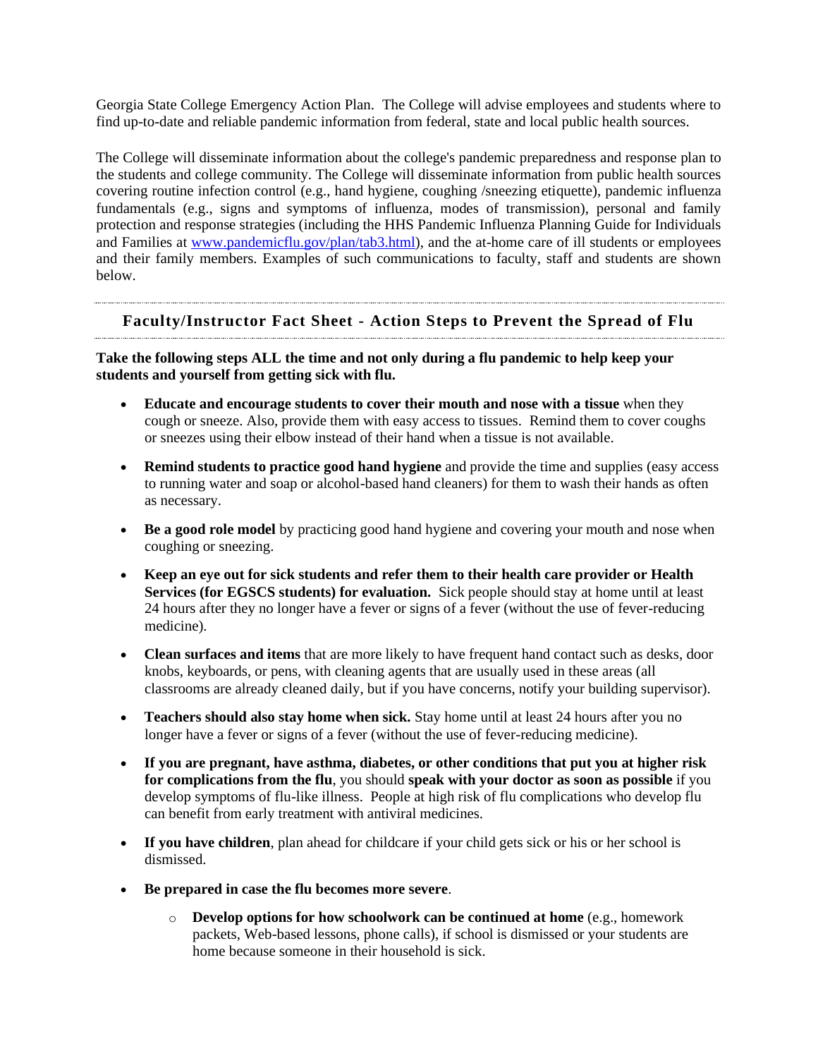Georgia State College Emergency Action Plan. The College will advise employees and students where to find up-to-date and reliable pandemic information from federal, state and local public health sources.

The College will disseminate information about the college's pandemic preparedness and response plan to the students and college community. The College will disseminate information from public health sources covering routine infection control (e.g., hand hygiene, coughing /sneezing etiquette), pandemic influenza fundamentals (e.g., signs and symptoms of influenza, modes of transmission), personal and family protection and response strategies (including the HHS Pandemic Influenza Planning Guide for Individuals and Families at [www.pandemicflu.gov/plan/tab3.html](www.pandemicflu.gov/plan/tab3.html)), and the at-home care of ill students or employees and their family members. Examples of such communications to faculty, staff and students are shown below.

---

## Faculty/Instructor Fact Sheet - Action Steps to Prevent the Spread of Flu

---

**Take the following steps ALL the time and not only during a flu pandemic to help keep your students and yourself from getting sick with flu.**

- **Educate and encourage students to cover their mouth and nose with a tissue** when they cough or sneeze. Also, provide them with easy access to tissues. Remind them to cover coughs or sneezes using their elbow instead of their hand when a tissue is not available.
- **Remind students to practice good hand hygiene** and provide the time and supplies (easy access to running water and soap or alcohol-based hand cleaners) for them to wash their hands as often as necessary.
- **Be a good role model** by practicing good hand hygiene and covering your mouth and nose when coughing or sneezing.
- **Keep an eye out for sick students and refer them to their health care provider or Health Services (for EGSCS students) for evaluation.** Sick people should stay at home until at least 24 hours after they no longer have a fever or signs of a fever (without the use of fever-reducing medicine).
- **Clean surfaces and items** that are more likely to have frequent hand contact such as desks, door knobs, keyboards, or pens, with cleaning agents that are usually used in these areas (all classrooms are already cleaned daily, but if you have concerns, notify your building supervisor).
- **Teachers should also stay home when sick.** Stay home until at least 24 hours after you no longer have a fever or signs of a fever (without the use of fever-reducing medicine).
- **If you are pregnant, have asthma, diabetes, or other conditions that put you at higher risk for complications from the flu**, you should **speak with your doctor as soon as possible** if you develop symptoms of flu-like illness. People at high risk of flu complications who develop flu can benefit from early treatment with antiviral medicines.
- **If you have children**, plan ahead for childcare if your child gets sick or his or her school is dismissed.
- **Be prepared in case the flu becomes more severe**.
  - **Develop options for how schoolwork can be continued at home** (e.g., homework packets, Web-based lessons, phone calls), if school is dismissed or your students are home because someone in their household is sick.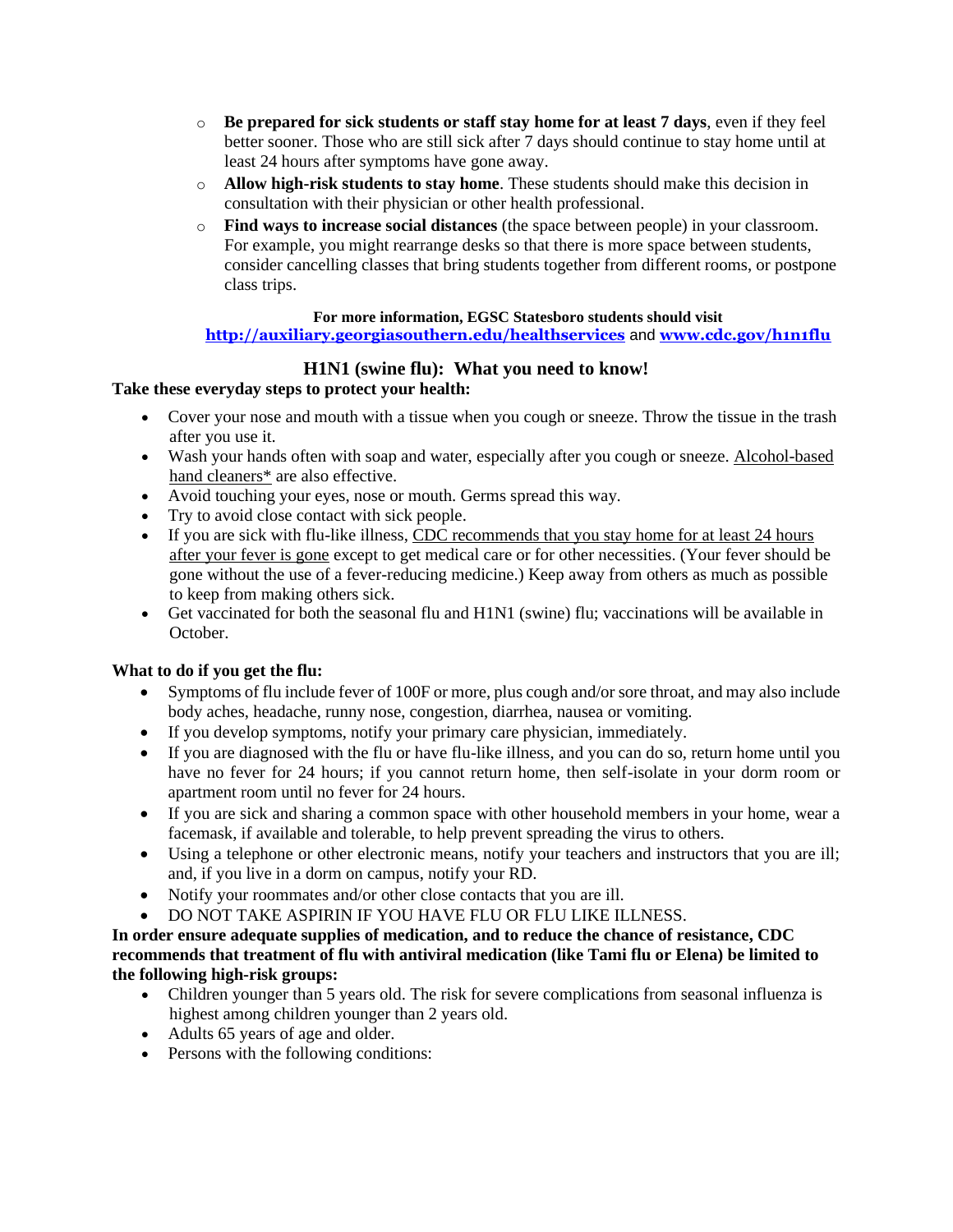- **Be prepared for sick students or staff stay home for at least 7 days**, even if they feel better sooner. Those who are still sick after 7 days should continue to stay home until at least 24 hours after symptoms have gone away.
  - **Allow high-risk students to stay home**. These students should make this decision in consultation with their physician or other health professional.
  - **Find ways to increase social distances** (the space between people) in your classroom. For example, you might rearrange desks so that there is more space between students, consider cancelling classes that bring students together from different rooms, or postpone class trips.

**For more information, EGSC Statesboro students should visit**
**http://auxiliary.georgiasouthern.edu/healthservices** and **www.cdc.gov/h1n1flu**

## H1N1 (swine flu): What you need to know!

**Take these everyday steps to protect your health:**

- Cover your nose and mouth with a tissue when you cough or sneeze. Throw the tissue in the trash after you use it.
- Wash your hands often with soap and water, especially after you cough or sneeze. Alcohol-based hand cleaners* are also effective.
- Avoid touching your eyes, nose or mouth. Germs spread this way.
- Try to avoid close contact with sick people.
- If you are sick with flu-like illness, CDC recommends that you stay home for at least 24 hours after your fever is gone except to get medical care or for other necessities. (Your fever should be gone without the use of a fever-reducing medicine.) Keep away from others as much as possible to keep from making others sick.
- Get vaccinated for both the seasonal flu and H1N1 (swine) flu; vaccinations will be available in October.

**What to do if you get the flu:**

- Symptoms of flu include fever of 100F or more, plus cough and/or sore throat, and may also include body aches, headache, runny nose, congestion, diarrhea, nausea or vomiting.
- If you develop symptoms, notify your primary care physician, immediately.
- If you are diagnosed with the flu or have flu-like illness, and you can do so, return home until you have no fever for 24 hours; if you cannot return home, then self-isolate in your dorm room or apartment room until no fever for 24 hours.
- If you are sick and sharing a common space with other household members in your home, wear a facemask, if available and tolerable, to help prevent spreading the virus to others.
- Using a telephone or other electronic means, notify your teachers and instructors that you are ill; and, if you live in a dorm on campus, notify your RD.
- Notify your roommates and/or other close contacts that you are ill.
- DO NOT TAKE ASPIRIN IF YOU HAVE FLU OR FLU LIKE ILLNESS.

**In order ensure adequate supplies of medication, and to reduce the chance of resistance, CDC recommends that treatment of flu with antiviral medication (like Tami flu or Elena) be limited to the following high-risk groups:**

- Children younger than 5 years old. The risk for severe complications from seasonal influenza is highest among children younger than 2 years old.
- Adults 65 years of age and older.
- Persons with the following conditions: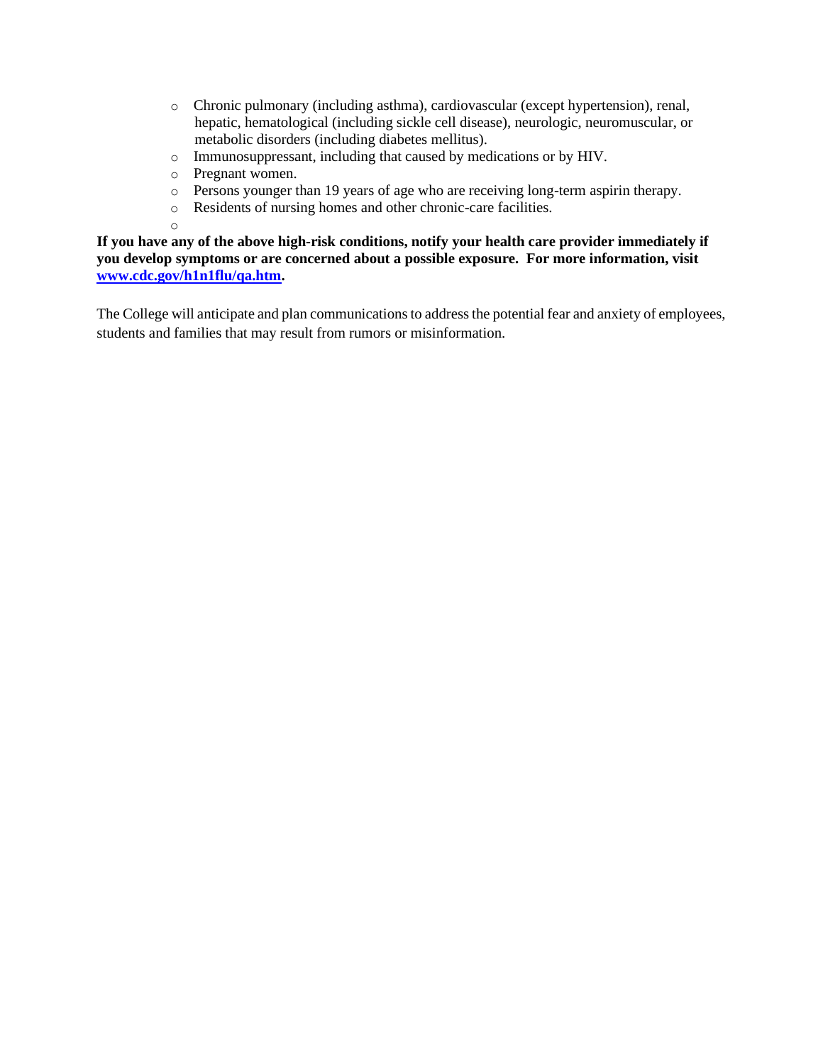- Chronic pulmonary (including asthma), cardiovascular (except hypertension), renal, hepatic, hematological (including sickle cell disease), neurologic, neuromuscular, or metabolic disorders (including diabetes mellitus).
- Immunosuppressant, including that caused by medications or by HIV.
- Pregnant women.
- Persons younger than 19 years of age who are receiving long-term aspirin therapy.
- Residents of nursing homes and other chronic-care facilities.

**If you have any of the above high-risk conditions, notify your health care provider immediately if you develop symptoms or are concerned about a possible exposure. For more information, visit [www.cdc.gov/h1n1flu/qa.htm](http://www.cdc.gov/h1n1flu/qa.htm).**

The College will anticipate and plan communications to address the potential fear and anxiety of employees, students and families that may result from rumors or misinformation.